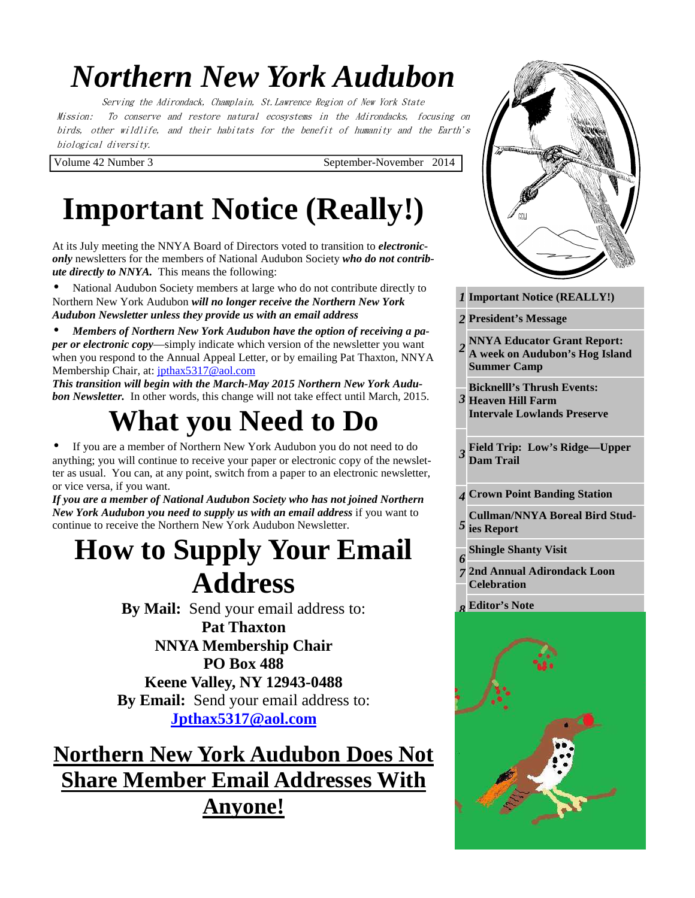# Northern New York Audubon

*Serving the Adirondack, Champlain, St. Lawrence Region of New York State*

*Mission: To conserve and restore natural ecosystems in the Adirondacks, focusing on birds, other wildlife, and their habitats for the benefit of humanity and the Earth's biological diversity.*

Volume 42 Number 3 — September-November 2014

# Important Notice (Really!)

At its July meeting the NNYA Board of Directors voted to transition to ***electronic-only*** newsletters for the members of National Audubon Society ***who do not contribute directly to NNYA.*** This means the following:

- National Audubon Society members at large who do not contribute directly to Northern New York Audubon ***will no longer receive the Northern New York Audubon Newsletter unless they provide us with an email address***
- ***Members of Northern New York Audubon have the option of receiving a paper or electronic copy***—simply indicate which version of the newsletter you want when you respond to the Annual Appeal Letter, or by emailing Pat Thaxton, NNYA Membership Chair, at: jpthax5317@aol.com

***This transition will begin with the March-May 2015 Northern New York Audubon Newsletter.*** In other words, this change will not take effect until March, 2015.

# What you Need to Do

- If you are a member of Northern New York Audubon you do not need to do anything; you will continue to receive your paper or electronic copy of the newsletter as usual. You can, at any point, switch from a paper to an electronic newsletter, or vice versa, if you want.

***If you are a member of National Audubon Society who has not joined Northern New York Audubon you need to supply us with an email address*** if you want to continue to receive the Northern New York Audubon Newsletter.

# How to Supply Your Email Address

**By Mail:** Send your email address to:

**Pat Thaxton**
**NNYA Membership Chair**
**PO Box 488**
**Keene Valley, NY 12943-0488**

**By Email:** Send your email address to:

**Jpthax5317@aol.com**

## Northern New York Audubon Does Not Share Member Email Addresses With Anyone!

| Page | Contents |
|---|---|
| 1 | Important Notice (REALLY!) |
| 2 | President's Message |
| 2 | NNYA Educator Grant Report: A week on Audubon's Hog Island Summer Camp |
| 3 | Bicknelll's Thrush Events: Heaven Hill Farm, Intervale Lowlands Preserve |
| 3 | Field Trip: Low's Ridge—Upper Dam Trail |
| 4 | Crown Point Banding Station |
| 5 | Cullman/NNYA Boreal Bird Studies Report |
| 6 | Shingle Shanty Visit |
| 7 | 2nd Annual Adirondack Loon Celebration |
| 8 | Editor's Note |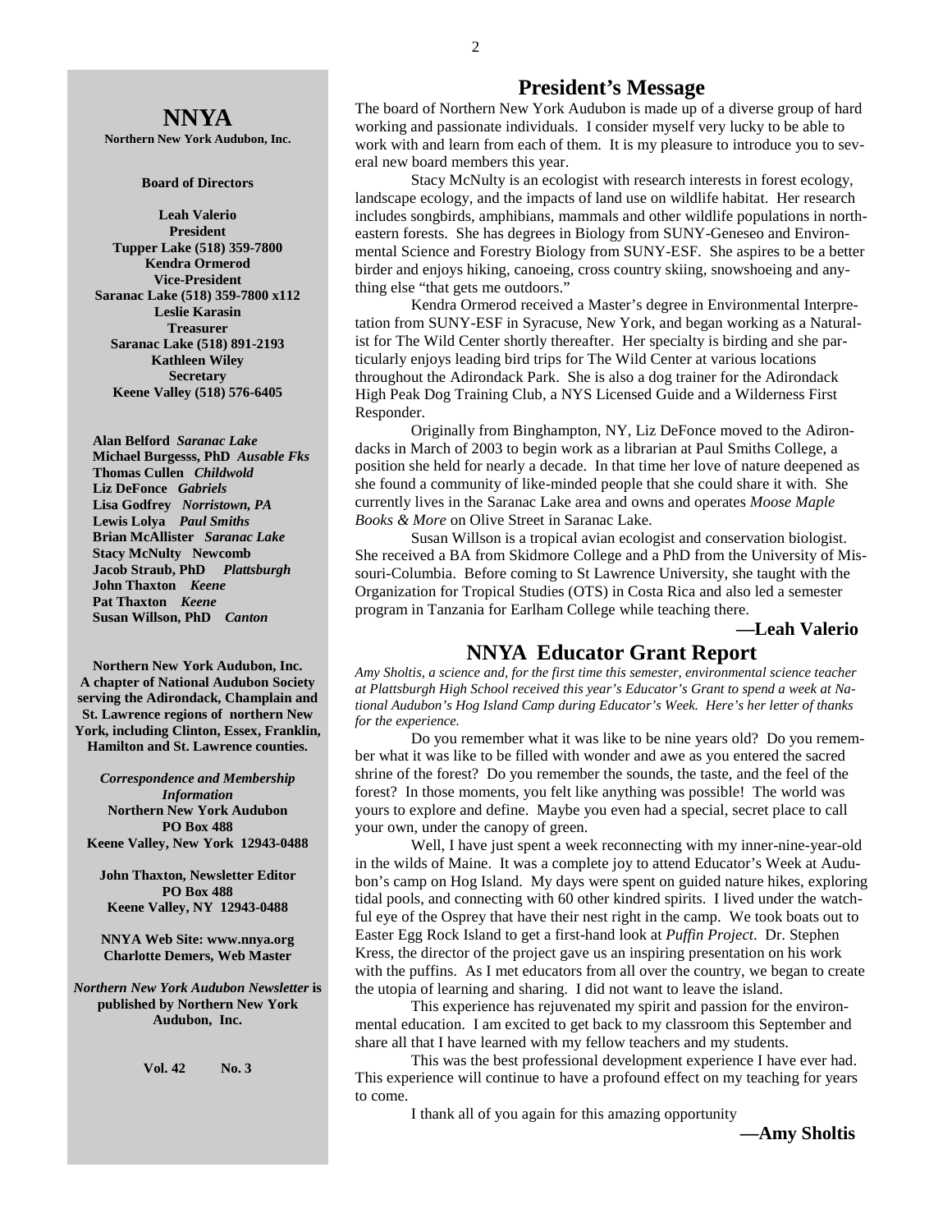## NNYA

**Northern New York Audubon, Inc.**

**Board of Directors**

**Leah Valerio**
**President**
**Tupper Lake (518) 359-7800**
**Kendra Ormerod**
**Vice-President**
**Saranac Lake (518) 359-7800 x112**
**Leslie Karasin**
**Treasurer**
**Saranac Lake (518) 891-2193**
**Kathleen Wiley**
**Secretary**
**Keene Valley (518) 576-6405**

**Alan Belford** ***Saranac Lake***
**Michael Burgesss, PhD** ***Ausable Fks***
**Thomas Cullen** ***Childwold***
**Liz DeFonce** ***Gabriels***
**Lisa Godfrey** ***Norristown, PA***
**Lewis Lolya** ***Paul Smiths***
**Brian McAllister** ***Saranac Lake***
**Stacy McNulty Newcomb**
**Jacob Straub, PhD** ***Plattsburgh***
**John Thaxton** ***Keene***
**Pat Thaxton** ***Keene***
**Susan Willson, PhD** ***Canton***

**Northern New York Audubon, Inc. A chapter of National Audubon Society serving the Adirondack, Champlain and St. Lawrence regions of northern New York, including Clinton, Essex, Franklin, Hamilton and St. Lawrence counties.**

***Correspondence and Membership Information***
**Northern New York Audubon**
**PO Box 488**
**Keene Valley, New York 12943-0488**

**John Thaxton, Newsletter Editor**
**PO Box 488**
**Keene Valley, NY 12943-0488**

**NNYA Web Site: www.nnya.org**
**Charlotte Demers, Web Master**

***Northern New York Audubon Newsletter*** **is published by Northern New York Audubon, Inc.**

**Vol. 42 No. 3**

# President's Message

The board of Northern New York Audubon is made up of a diverse group of hard working and passionate individuals. I consider myself very lucky to be able to work with and learn from each of them. It is my pleasure to introduce you to several new board members this year.

Stacy McNulty is an ecologist with research interests in forest ecology, landscape ecology, and the impacts of land use on wildlife habitat. Her research includes songbirds, amphibians, mammals and other wildlife populations in northeastern forests. She has degrees in Biology from SUNY-Geneseo and Environmental Science and Forestry Biology from SUNY-ESF. She aspires to be a better birder and enjoys hiking, canoeing, cross country skiing, snowshoeing and anything else "that gets me outdoors."

Kendra Ormerod received a Master's degree in Environmental Interpretation from SUNY-ESF in Syracuse, New York, and began working as a Naturalist for The Wild Center shortly thereafter. Her specialty is birding and she particularly enjoys leading bird trips for The Wild Center at various locations throughout the Adirondack Park. She is also a dog trainer for the Adirondack High Peak Dog Training Club, a NYS Licensed Guide and a Wilderness First Responder.

Originally from Binghampton, NY, Liz DeFonce moved to the Adirondacks in March of 2003 to begin work as a librarian at Paul Smiths College, a position she held for nearly a decade. In that time her love of nature deepened as she found a community of like-minded people that she could share it with. She currently lives in the Saranac Lake area and owns and operates *Moose Maple Books & More* on Olive Street in Saranac Lake.

Susan Willson is a tropical avian ecologist and conservation biologist. She received a BA from Skidmore College and a PhD from the University of Missouri-Columbia. Before coming to St Lawrence University, she taught with the Organization for Tropical Studies (OTS) in Costa Rica and also led a semester program in Tanzania for Earlham College while teaching there.

**—Leah Valerio**

# NNYA Educator Grant Report

*Amy Sholtis, a science and, for the first time this semester, environmental science teacher at Plattsburgh High School received this year's Educator's Grant to spend a week at National Audubon's Hog Island Camp during Educator's Week. Here's her letter of thanks for the experience.*

Do you remember what it was like to be nine years old? Do you remember what it was like to be filled with wonder and awe as you entered the sacred shrine of the forest? Do you remember the sounds, the taste, and the feel of the forest? In those moments, you felt like anything was possible! The world was yours to explore and define. Maybe you even had a special, secret place to call your own, under the canopy of green.

Well, I have just spent a week reconnecting with my inner-nine-year-old in the wilds of Maine. It was a complete joy to attend Educator's Week at Audubon's camp on Hog Island. My days were spent on guided nature hikes, exploring tidal pools, and connecting with 60 other kindred spirits. I lived under the watchful eye of the Osprey that have their nest right in the camp. We took boats out to Easter Egg Rock Island to get a first-hand look at *Puffin Project*. Dr. Stephen Kress, the director of the project gave us an inspiring presentation on his work with the puffins. As I met educators from all over the country, we began to create the utopia of learning and sharing. I did not want to leave the island.

This experience has rejuvenated my spirit and passion for the environmental education. I am excited to get back to my classroom this September and share all that I have learned with my fellow teachers and my students.

This was the best professional development experience I have ever had. This experience will continue to have a profound effect on my teaching for years to come.

I thank all of you again for this amazing opportunity

**—Amy Sholtis**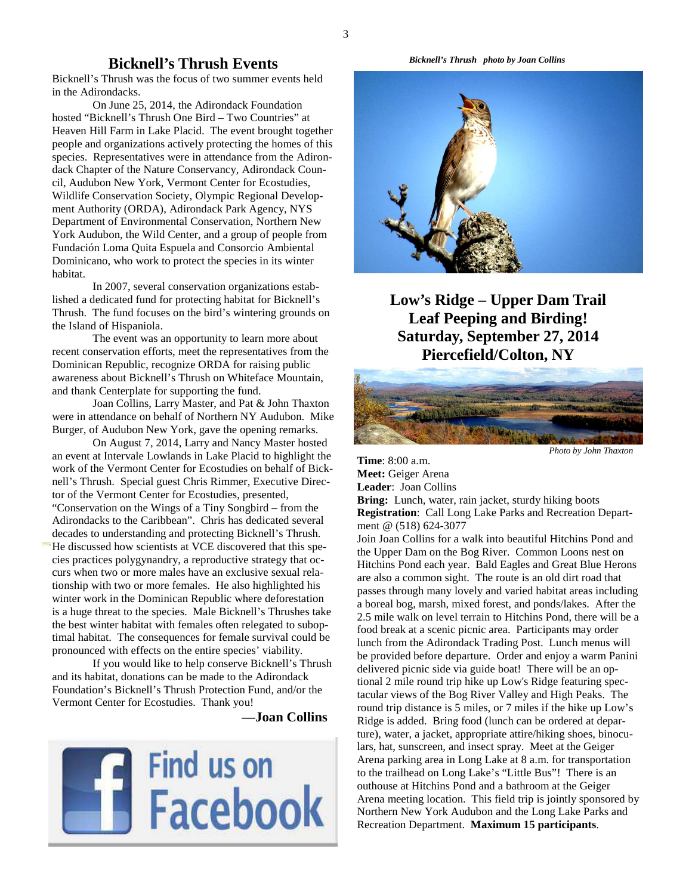## Bicknell's Thrush Events

Bicknell's Thrush was the focus of two summer events held in the Adirondacks.

On June 25, 2014, the Adirondack Foundation hosted "Bicknell's Thrush One Bird – Two Countries" at Heaven Hill Farm in Lake Placid. The event brought together people and organizations actively protecting the homes of this species. Representatives were in attendance from the Adirondack Chapter of the Nature Conservancy, Adirondack Council, Audubon New York, Vermont Center for Ecostudies, Wildlife Conservation Society, Olympic Regional Development Authority (ORDA), Adirondack Park Agency, NYS Department of Environmental Conservation, Northern New York Audubon, the Wild Center, and a group of people from Fundación Loma Quita Espuela and Consorcio Ambiental Dominicano, who work to protect the species in its winter habitat.

In 2007, several conservation organizations established a dedicated fund for protecting habitat for Bicknell's Thrush. The fund focuses on the bird's wintering grounds on the Island of Hispaniola.

The event was an opportunity to learn more about recent conservation efforts, meet the representatives from the Dominican Republic, recognize ORDA for raising public awareness about Bicknell's Thrush on Whiteface Mountain, and thank Centerplate for supporting the fund.

Joan Collins, Larry Master, and Pat & John Thaxton were in attendance on behalf of Northern NY Audubon. Mike Burger, of Audubon New York, gave the opening remarks.

On August 7, 2014, Larry and Nancy Master hosted an event at Intervale Lowlands in Lake Placid to highlight the work of the Vermont Center for Ecostudies on behalf of Bicknell's Thrush. Special guest Chris Rimmer, Executive Director of the Vermont Center for Ecostudies, presented, "Conservation on the Wings of a Tiny Songbird – from the Adirondacks to the Caribbean". Chris has dedicated several decades to understanding and protecting Bicknell's Thrush. He discussed how scientists at VCE discovered that this species practices polygynandry, a reproductive strategy that occurs when two or more males have an exclusive sexual relationship with two or more females. He also highlighted his winter work in the Dominican Republic where deforestation is a huge threat to the species. Male Bicknell's Thrushes take the best winter habitat with females often relegated to suboptimal habitat. The consequences for female survival could be pronounced with effects on the entire species' viability.

If you would like to help conserve Bicknell's Thrush and its habitat, donations can be made to the Adirondack Foundation's Bicknell's Thrush Protection Fund, and/or the Vermont Center for Ecostudies. Thank you!

**—Joan Collins**

Find us on Facebook

*Bicknell's Thrush photo by Joan Collins*

## Low's Ridge – Upper Dam Trail Leaf Peeping and Birding! Saturday, September 27, 2014 Piercefield/Colton, NY

*Photo by John Thaxton*

**Time**: 8:00 a.m.
**Meet:** Geiger Arena
**Leader**: Joan Collins
**Bring:** Lunch, water, rain jacket, sturdy hiking boots
**Registration**: Call Long Lake Parks and Recreation Department @ (518) 624-3077

Join Joan Collins for a walk into beautiful Hitchins Pond and the Upper Dam on the Bog River. Common Loons nest on Hitchins Pond each year. Bald Eagles and Great Blue Herons are also a common sight. The route is an old dirt road that passes through many lovely and varied habitat areas including a boreal bog, marsh, mixed forest, and ponds/lakes. After the 2.5 mile walk on level terrain to Hitchins Pond, there will be a food break at a scenic picnic area. Participants may order lunch from the Adirondack Trading Post. Lunch menus will be provided before departure. Order and enjoy a warm Panini delivered picnic side via guide boat! There will be an optional 2 mile round trip hike up Low's Ridge featuring spectacular views of the Bog River Valley and High Peaks. The round trip distance is 5 miles, or 7 miles if the hike up Low's Ridge is added. Bring food (lunch can be ordered at departure), water, a jacket, appropriate attire/hiking shoes, binoculars, hat, sunscreen, and insect spray. Meet at the Geiger Arena parking area in Long Lake at 8 a.m. for transportation to the trailhead on Long Lake's "Little Bus"! There is an outhouse at Hitchins Pond and a bathroom at the Geiger Arena meeting location. This field trip is jointly sponsored by Northern New York Audubon and the Long Lake Parks and Recreation Department. **Maximum 15 participants**.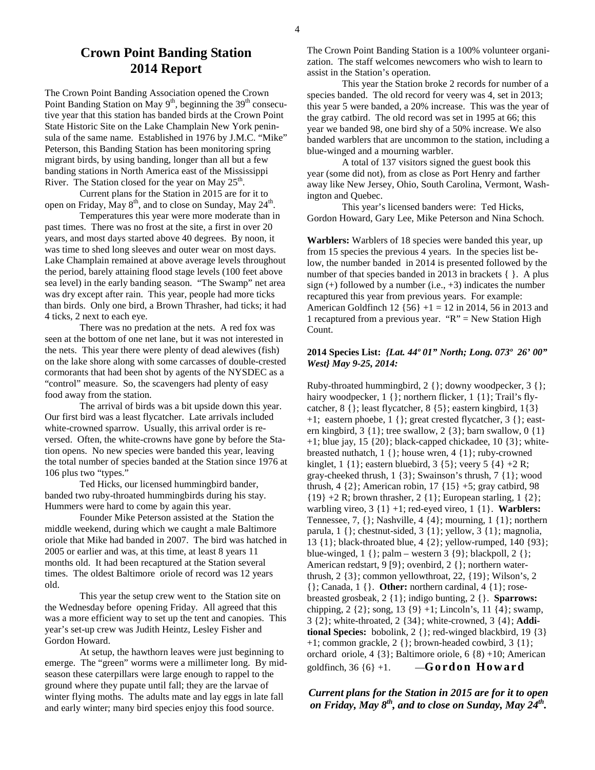# Crown Point Banding Station 2014 Report

The Crown Point Banding Association opened the Crown Point Banding Station on May 9th, beginning the 39th consecutive year that this station has banded birds at the Crown Point State Historic Site on the Lake Champlain New York peninsula of the same name. Established in 1976 by J.M.C. "Mike" Peterson, this Banding Station has been monitoring spring migrant birds, by using banding, longer than all but a few banding stations in North America east of the Mississippi River. The Station closed for the year on May 25th.

Current plans for the Station in 2015 are for it to open on Friday, May 8th, and to close on Sunday, May 24th.

Temperatures this year were more moderate than in past times. There was no frost at the site, a first in over 20 years, and most days started above 40 degrees. By noon, it was time to shed long sleeves and outer wear on most days. Lake Champlain remained at above average levels throughout the period, barely attaining flood stage levels (100 feet above sea level) in the early banding season. "The Swamp" net area was dry except after rain. This year, people had more ticks than birds. Only one bird, a Brown Thrasher, had ticks; it had 4 ticks, 2 next to each eye.

There was no predation at the nets. A red fox was seen at the bottom of one net lane, but it was not interested in the nets. This year there were plenty of dead alewives (fish) on the lake shore along with some carcasses of double-crested cormorants that had been shot by agents of the NYSDEC as a "control" measure. So, the scavengers had plenty of easy food away from the station.

The arrival of birds was a bit upside down this year. Our first bird was a least flycatcher. Late arrivals included white-crowned sparrow. Usually, this arrival order is reversed. Often, the white-crowns have gone by before the Station opens. No new species were banded this year, leaving the total number of species banded at the Station since 1976 at 106 plus two "types."

Ted Hicks, our licensed hummingbird bander, banded two ruby-throated hummingbirds during his stay. Hummers were hard to come by again this year.

Founder Mike Peterson assisted at the Station the middle weekend, during which we caught a male Baltimore oriole that Mike had banded in 2007. The bird was hatched in 2005 or earlier and was, at this time, at least 8 years 11 months old. It had been recaptured at the Station several times. The oldest Baltimore oriole of record was 12 years old.

This year the setup crew went to the Station site on the Wednesday before opening Friday. All agreed that this was a more efficient way to set up the tent and canopies. This year's set-up crew was Judith Heintz, Lesley Fisher and Gordon Howard.

At setup, the hawthorn leaves were just beginning to emerge. The "green" worms were a millimeter long. By mid-season these caterpillars were large enough to rappel to the ground where they pupate until fall; they are the larvae of winter flying moths. The adults mate and lay eggs in late fall and early winter; many bird species enjoy this food source.

The Crown Point Banding Station is a 100% volunteer organization. The staff welcomes newcomers who wish to learn to assist in the Station's operation.

This year the Station broke 2 records for number of a species banded. The old record for veery was 4, set in 2013; this year 5 were banded, a 20% increase. This was the year of the gray catbird. The old record was set in 1995 at 66; this year we banded 98, one bird shy of a 50% increase. We also banded warblers that are uncommon to the station, including a blue-winged and a mourning warbler.

A total of 137 visitors signed the guest book this year (some did not), from as close as Port Henry and farther away like New Jersey, Ohio, South Carolina, Vermont, Washington and Quebec.

This year's licensed banders were: Ted Hicks, Gordon Howard, Gary Lee, Mike Peterson and Nina Schoch.

**Warblers:** Warblers of 18 species were banded this year, up from 15 species the previous 4 years. In the species list below, the number banded in 2014 is presented followed by the number of that species banded in 2013 in brackets { }. A plus sign (+) followed by a number (i.e., +3) indicates the number recaptured this year from previous years. For example: American Goldfinch 12 {56} +1 = 12 in 2014, 56 in 2013 and 1 recaptured from a previous year. "R" = New Station High Count.

**2014 Species List:** ***{Lat. 44º 01" North; Long. 073º 26' 00" West} May 9-25, 2014:***

Ruby-throated hummingbird, 2 {}; downy woodpecker, 3 {}; hairy woodpecker, 1 {}; northern flicker, 1 {1}; Trail's flycatcher, 8 {}; least flycatcher, 8 {5}; eastern kingbird, 1{3} +1; eastern phoebe, 1 {}; great crested flycatcher, 3 {}; eastern kingbird, 3 {1}; tree swallow, 2 {3}; barn swallow, 0 {1} +1; blue jay, 15 {20}; black-capped chickadee, 10 {3}; white-breasted nuthatch, 1 {}; house wren, 4 {1}; ruby-crowned kinglet, 1 {1}; eastern bluebird, 3 {5}; veery 5 {4} +2 R; gray-cheeked thrush, 1 {3}; Swainson's thrush, 7 {1}; wood thrush, 4 {2}; American robin, 17 {15} +5; gray catbird, 98 {19} +2 R; brown thrasher, 2 {1}; European starling, 1 {2}; warbling vireo, 3 {1} +1; red-eyed vireo, 1 {1}. **Warblers:** Tennessee, 7, {}; Nashville, 4 {4}; mourning, 1 {1}; northern parula, 1 {}; chestnut-sided, 3 {1}; yellow, 3 {1}; magnolia, 13 {1}; black-throated blue, 4 {2}; yellow-rumped, 140 {93}; blue-winged, 1 {}; palm – western 3 {9}; blackpoll, 2 {}; American redstart, 9 [9}; ovenbird, 2 {}; northern waterthrush, 2 {3}; common yellowthroat, 22, {19}; Wilson's, 2 {}; Canada, 1 {}. **Other:** northern cardinal, 4 {1}; rose-breasted grosbeak, 2 {1}; indigo bunting, 2 {}. **Sparrows:** chipping, 2 {2}; song, 13 {9} +1; Lincoln's, 11 {4}; swamp, 3 {2}; white-throated, 2 {34}; white-crowned, 3 {4}; **Additional Species:** bobolink, 2 {}; red-winged blackbird, 19 {3} +1; common grackle, 2 {}; brown-headed cowbird, 3 {1}; orchard oriole, 4 {3}; Baltimore oriole, 6 {8} +10; American goldfinch, 36 {6} +1. —**Gordon Howard**

***Current plans for the Station in 2015 are for it to open on Friday, May 8th, and to close on Sunday, May 24th.***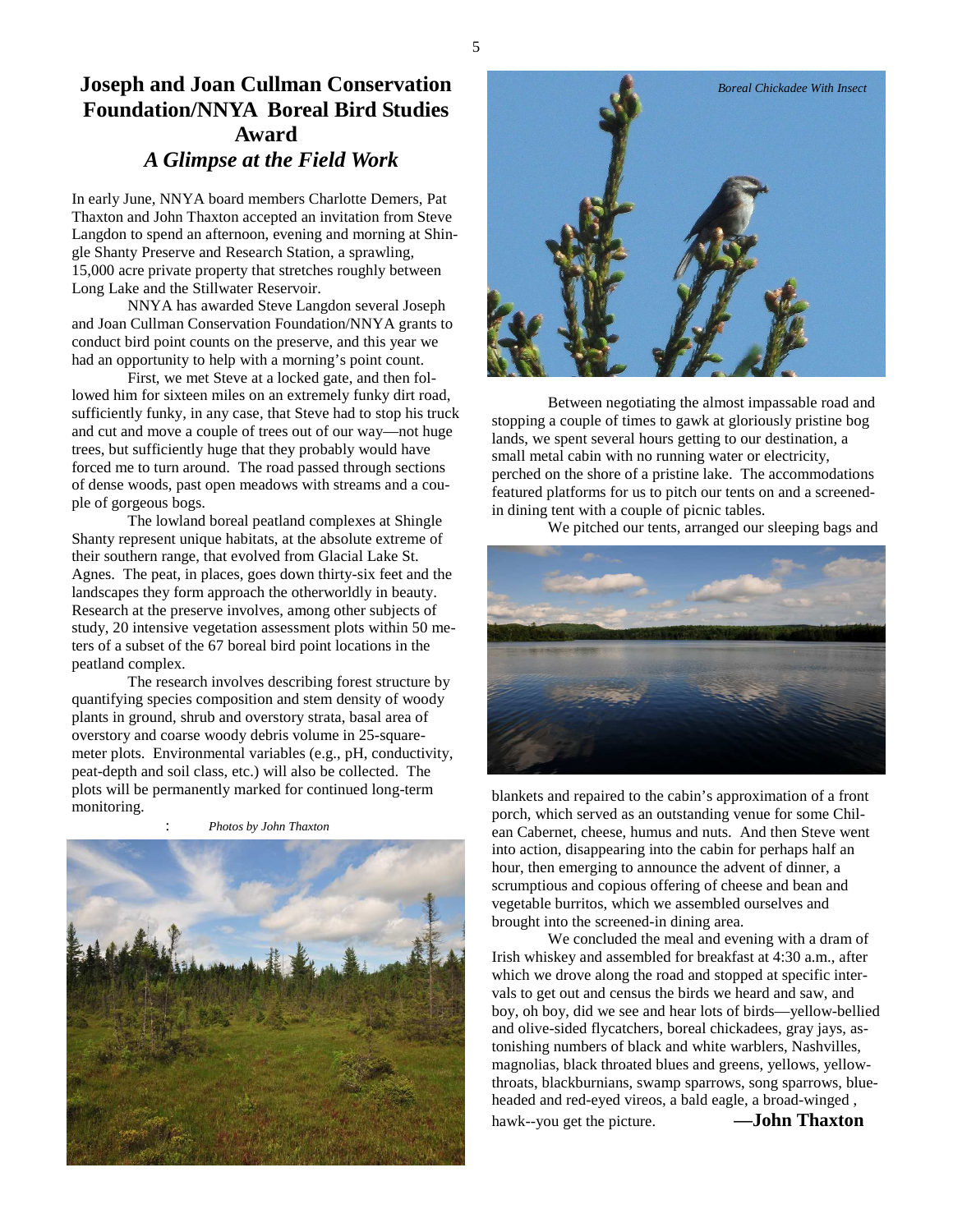# Joseph and Joan Cullman Conservation Foundation/NNYA Boreal Bird Studies Award

## *A Glimpse at the Field Work*

In early June, NNYA board members Charlotte Demers, Pat Thaxton and John Thaxton accepted an invitation from Steve Langdon to spend an afternoon, evening and morning at Shingle Shanty Preserve and Research Station, a sprawling, 15,000 acre private property that stretches roughly between Long Lake and the Stillwater Reservoir.

NNYA has awarded Steve Langdon several Joseph and Joan Cullman Conservation Foundation/NNYA grants to conduct bird point counts on the preserve, and this year we had an opportunity to help with a morning's point count.

First, we met Steve at a locked gate, and then followed him for sixteen miles on an extremely funky dirt road, sufficiently funky, in any case, that Steve had to stop his truck and cut and move a couple of trees out of our way—not huge trees, but sufficiently huge that they probably would have forced me to turn around. The road passed through sections of dense woods, past open meadows with streams and a couple of gorgeous bogs.

The lowland boreal peatland complexes at Shingle Shanty represent unique habitats, at the absolute extreme of their southern range, that evolved from Glacial Lake St. Agnes. The peat, in places, goes down thirty-six feet and the landscapes they form approach the otherworldly in beauty. Research at the preserve involves, among other subjects of study, 20 intensive vegetation assessment plots within 50 meters of a subset of the 67 boreal bird point locations in the peatland complex.

The research involves describing forest structure by quantifying species composition and stem density of woody plants in ground, shrub and overstory strata, basal area of overstory and coarse woody debris volume in 25-square-meter plots. Environmental variables (e.g., pH, conductivity, peat-depth and soil class, etc.) will also be collected. The plots will be permanently marked for continued long-term monitoring.

: *Photos by John Thaxton*

*Boreal Chickadee With Insect*

Between negotiating the almost impassable road and stopping a couple of times to gawk at gloriously pristine bog lands, we spent several hours getting to our destination, a small metal cabin with no running water or electricity, perched on the shore of a pristine lake. The accommodations featured platforms for us to pitch our tents on and a screened-in dining tent with a couple of picnic tables.

We pitched our tents, arranged our sleeping bags and blankets and repaired to the cabin's approximation of a front porch, which served as an outstanding venue for some Chilean Cabernet, cheese, humus and nuts. And then Steve went into action, disappearing into the cabin for perhaps half an hour, then emerging to announce the advent of dinner, a scrumptious and copious offering of cheese and bean and vegetable burritos, which we assembled ourselves and brought into the screened-in dining area.

We concluded the meal and evening with a dram of Irish whiskey and assembled for breakfast at 4:30 a.m., after which we drove along the road and stopped at specific intervals to get out and census the birds we heard and saw, and boy, oh boy, did we see and hear lots of birds—yellow-bellied and olive-sided flycatchers, boreal chickadees, gray jays, astonishing numbers of black and white warblers, Nashvilles, magnolias, black throated blues and greens, yellows, yellow-throats, blackburnians, swamp sparrows, song sparrows, blue-headed and red-eyed vireos, a bald eagle, a broad-winged , hawk--you get the picture.

**—John Thaxton**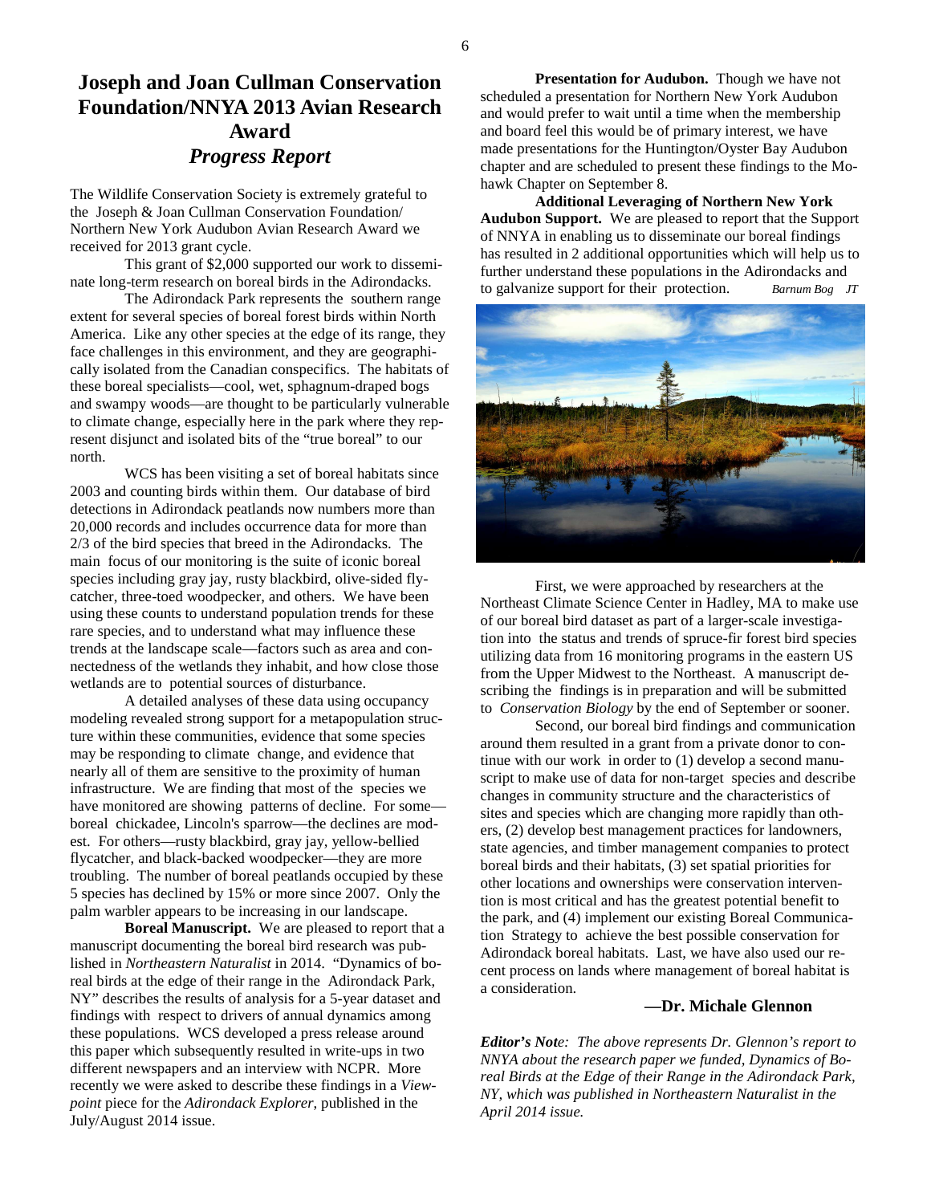# Joseph and Joan Cullman Conservation Foundation/NNYA 2013 Avian Research Award

## *Progress Report*

The Wildlife Conservation Society is extremely grateful to the Joseph & Joan Cullman Conservation Foundation/ Northern New York Audubon Avian Research Award we received for 2013 grant cycle.

This grant of $2,000 supported our work to disseminate long-term research on boreal birds in the Adirondacks.

The Adirondack Park represents the southern range extent for several species of boreal forest birds within North America. Like any other species at the edge of its range, they face challenges in this environment, and they are geographically isolated from the Canadian conspecifics. The habitats of these boreal specialists—cool, wet, sphagnum-draped bogs and swampy woods—are thought to be particularly vulnerable to climate change, especially here in the park where they represent disjunct and isolated bits of the "true boreal" to our north.

WCS has been visiting a set of boreal habitats since 2003 and counting birds within them. Our database of bird detections in Adirondack peatlands now numbers more than 20,000 records and includes occurrence data for more than 2/3 of the bird species that breed in the Adirondacks. The main focus of our monitoring is the suite of iconic boreal species including gray jay, rusty blackbird, olive-sided flycatcher, three-toed woodpecker, and others. We have been using these counts to understand population trends for these rare species, and to understand what may influence these trends at the landscape scale—factors such as area and connectedness of the wetlands they inhabit, and how close those wetlands are to potential sources of disturbance.

A detailed analyses of these data using occupancy modeling revealed strong support for a metapopulation structure within these communities, evidence that some species may be responding to climate change, and evidence that nearly all of them are sensitive to the proximity of human infrastructure. We are finding that most of the species we have monitored are showing patterns of decline. For some—boreal chickadee, Lincoln's sparrow—the declines are modest. For others—rusty blackbird, gray jay, yellow-bellied flycatcher, and black-backed woodpecker—they are more troubling. The number of boreal peatlands occupied by these 5 species has declined by 15% or more since 2007. Only the palm warbler appears to be increasing in our landscape.

**Boreal Manuscript.** We are pleased to report that a manuscript documenting the boreal bird research was published in *Northeastern Naturalist* in 2014. "Dynamics of boreal birds at the edge of their range in the Adirondack Park, NY" describes the results of analysis for a 5-year dataset and findings with respect to drivers of annual dynamics among these populations. WCS developed a press release around this paper which subsequently resulted in write-ups in two different newspapers and an interview with NCPR. More recently we were asked to describe these findings in a *Viewpoint* piece for the *Adirondack Explorer*, published in the July/August 2014 issue.

**Presentation for Audubon.** Though we have not scheduled a presentation for Northern New York Audubon and would prefer to wait until a time when the membership and board feel this would be of primary interest, we have made presentations for the Huntington/Oyster Bay Audubon chapter and are scheduled to present these findings to the Mohawk Chapter on September 8.

**Additional Leveraging of Northern New York Audubon Support.** We are pleased to report that the Support of NNYA in enabling us to disseminate our boreal findings has resulted in 2 additional opportunities which will help us to further understand these populations in the Adirondacks and to galvanize support for their protection.

*Barnum Bog JT*

First, we were approached by researchers at the Northeast Climate Science Center in Hadley, MA to make use of our boreal bird dataset as part of a larger-scale investigation into the status and trends of spruce-fir forest bird species utilizing data from 16 monitoring programs in the eastern US from the Upper Midwest to the Northeast. A manuscript describing the findings is in preparation and will be submitted to *Conservation Biology* by the end of September or sooner.

Second, our boreal bird findings and communication around them resulted in a grant from a private donor to continue with our work in order to (1) develop a second manuscript to make use of data for non-target species and describe changes in community structure and the characteristics of sites and species which are changing more rapidly than others, (2) develop best management practices for landowners, state agencies, and timber management companies to protect boreal birds and their habitats, (3) set spatial priorities for other locations and ownerships were conservation intervention is most critical and has the greatest potential benefit to the park, and (4) implement our existing Boreal Communication Strategy to achieve the best possible conservation for Adirondack boreal habitats. Last, we have also used our recent process on lands where management of boreal habitat is a consideration.

**—Dr. Michale Glennon**

***Editor's Note****: The above represents Dr. Glennon's report to NNYA about the research paper we funded, Dynamics of Boreal Birds at the Edge of their Range in the Adirondack Park, NY, which was published in Northeastern Naturalist in the April 2014 issue.*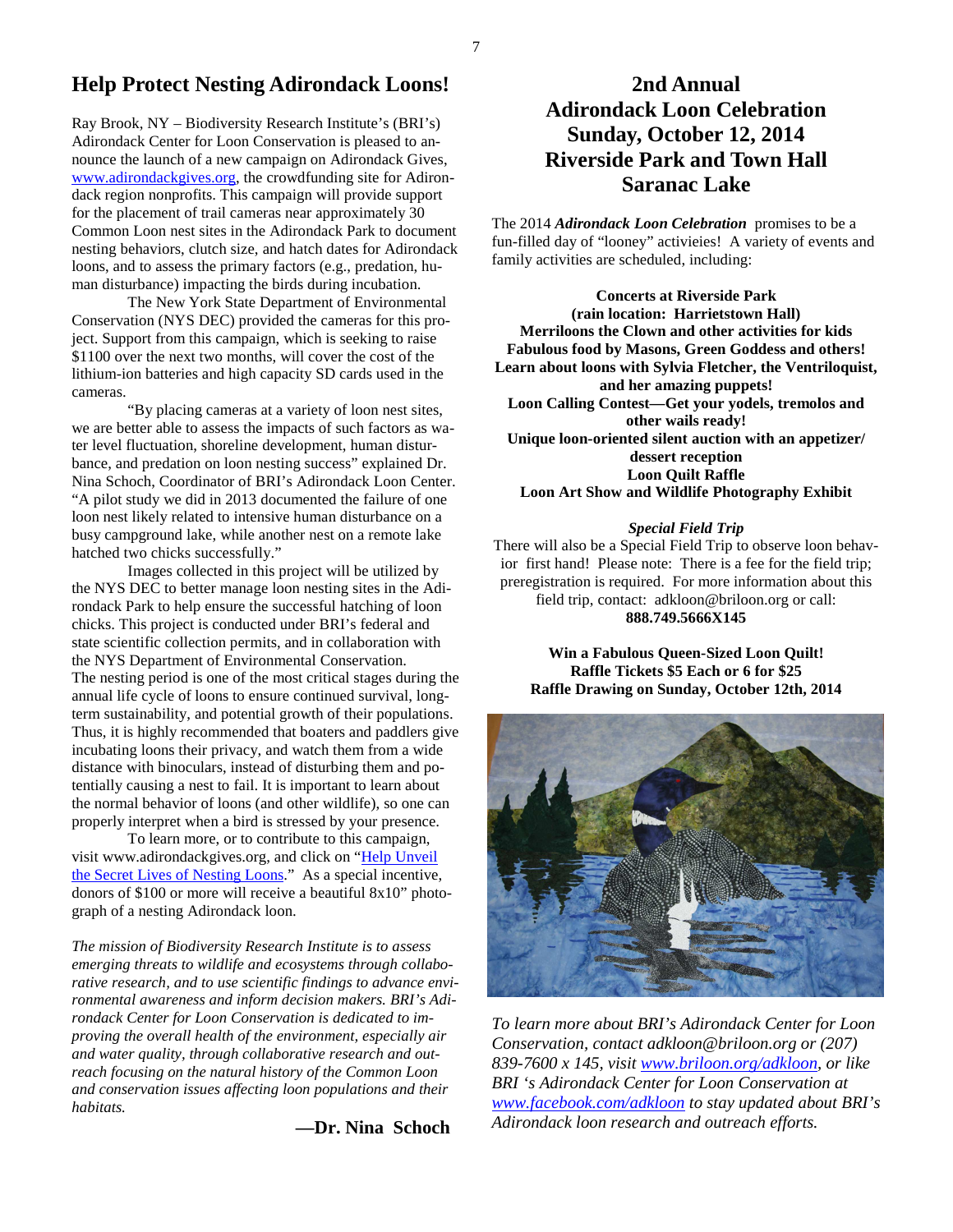## Help Protect Nesting Adirondack Loons!

Ray Brook, NY – Biodiversity Research Institute's (BRI's) Adirondack Center for Loon Conservation is pleased to announce the launch of a new campaign on Adirondack Gives, www.adirondackgives.org, the crowdfunding site for Adirondack region nonprofits. This campaign will provide support for the placement of trail cameras near approximately 30 Common Loon nest sites in the Adirondack Park to document nesting behaviors, clutch size, and hatch dates for Adirondack loons, and to assess the primary factors (e.g., predation, human disturbance) impacting the birds during incubation.

The New York State Department of Environmental Conservation (NYS DEC) provided the cameras for this project. Support from this campaign, which is seeking to raise $1100 over the next two months, will cover the cost of the lithium-ion batteries and high capacity SD cards used in the cameras.

"By placing cameras at a variety of loon nest sites, we are better able to assess the impacts of such factors as water level fluctuation, shoreline development, human disturbance, and predation on loon nesting success" explained Dr. Nina Schoch, Coordinator of BRI's Adirondack Loon Center. "A pilot study we did in 2013 documented the failure of one loon nest likely related to intensive human disturbance on a busy campground lake, while another nest on a remote lake hatched two chicks successfully."

Images collected in this project will be utilized by the NYS DEC to better manage loon nesting sites in the Adirondack Park to help ensure the successful hatching of loon chicks. This project is conducted under BRI's federal and state scientific collection permits, and in collaboration with the NYS Department of Environmental Conservation.

The nesting period is one of the most critical stages during the annual life cycle of loons to ensure continued survival, long-term sustainability, and potential growth of their populations. Thus, it is highly recommended that boaters and paddlers give incubating loons their privacy, and watch them from a wide distance with binoculars, instead of disturbing them and potentially causing a nest to fail. It is important to learn about the normal behavior of loons (and other wildlife), so one can properly interpret when a bird is stressed by your presence.

To learn more, or to contribute to this campaign, visit www.adirondackgives.org, and click on "Help Unveil the Secret Lives of Nesting Loons." As a special incentive, donors of $100 or more will receive a beautiful 8x10" photograph of a nesting Adirondack loon.

*The mission of Biodiversity Research Institute is to assess emerging threats to wildlife and ecosystems through collaborative research, and to use scientific findings to advance environmental awareness and inform decision makers. BRI's Adirondack Center for Loon Conservation is dedicated to improving the overall health of the environment, especially air and water quality, through collaborative research and outreach focusing on the natural history of the Common Loon and conservation issues affecting loon populations and their habitats.*

**—Dr. Nina Schoch**

## 2nd Annual Adirondack Loon Celebration Sunday, October 12, 2014 Riverside Park and Town Hall Saranac Lake

The 2014 ***Adirondack Loon Celebration*** promises to be a fun-filled day of "looney" activieies! A variety of events and family activities are scheduled, including:

**Concerts at Riverside Park**
**(rain location: Harrietstown Hall)**
**Merriloons the Clown and other activities for kids**
**Fabulous food by Masons, Green Goddess and others!**
**Learn about loons with Sylvia Fletcher, the Ventriloquist, and her amazing puppets!**
**Loon Calling Contest—Get your yodels, tremolos and other wails ready!**
**Unique loon-oriented silent auction with an appetizer/ dessert reception**
**Loon Quilt Raffle**
**Loon Art Show and Wildlife Photography Exhibit**

***Special Field Trip***

There will also be a Special Field Trip to observe loon behavior first hand! Please note: There is a fee for the field trip; preregistration is required. For more information about this field trip, contact: adkloon@briloon.org or call: **888.749.5666X145**

**Win a Fabulous Queen-Sized Loon Quilt!**
**Raffle Tickets $5 Each or 6 for $25**
**Raffle Drawing on Sunday, October 12th, 2014**

*To learn more about BRI's Adirondack Center for Loon Conservation, contact adkloon@briloon.org or (207) 839-7600 x 145, visit www.briloon.org/adkloon, or like BRI 's Adirondack Center for Loon Conservation at www.facebook.com/adkloon to stay updated about BRI's Adirondack loon research and outreach efforts.*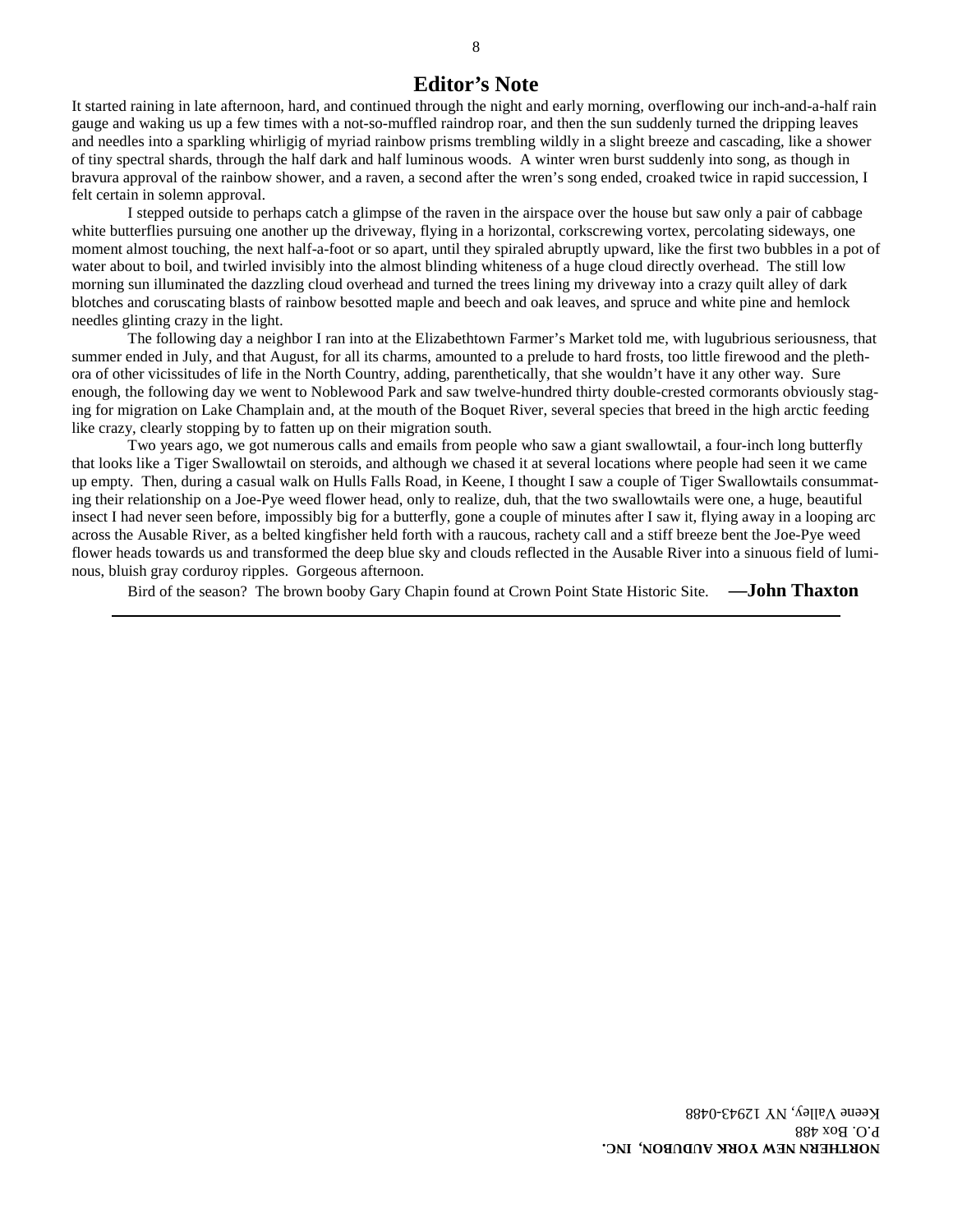## Editor's Note

It started raining in late afternoon, hard, and continued through the night and early morning, overflowing our inch-and-a-half rain gauge and waking us up a few times with a not-so-muffled raindrop roar, and then the sun suddenly turned the dripping leaves and needles into a sparkling whirligig of myriad rainbow prisms trembling wildly in a slight breeze and cascading, like a shower of tiny spectral shards, through the half dark and half luminous woods. A winter wren burst suddenly into song, as though in bravura approval of the rainbow shower, and a raven, a second after the wren's song ended, croaked twice in rapid succession, I felt certain in solemn approval.

I stepped outside to perhaps catch a glimpse of the raven in the airspace over the house but saw only a pair of cabbage white butterflies pursuing one another up the driveway, flying in a horizontal, corkscrewing vortex, percolating sideways, one moment almost touching, the next half-a-foot or so apart, until they spiraled abruptly upward, like the first two bubbles in a pot of water about to boil, and twirled invisibly into the almost blinding whiteness of a huge cloud directly overhead. The still low morning sun illuminated the dazzling cloud overhead and turned the trees lining my driveway into a crazy quilt alley of dark blotches and coruscating blasts of rainbow besotted maple and beech and oak leaves, and spruce and white pine and hemlock needles glinting crazy in the light.

The following day a neighbor I ran into at the Elizabethtown Farmer's Market told me, with lugubrious seriousness, that summer ended in July, and that August, for all its charms, amounted to a prelude to hard frosts, too little firewood and the plethora of other vicissitudes of life in the North Country, adding, parenthetically, that she wouldn't have it any other way. Sure enough, the following day we went to Noblewood Park and saw twelve-hundred thirty double-crested cormorants obviously staging for migration on Lake Champlain and, at the mouth of the Boquet River, several species that breed in the high arctic feeding like crazy, clearly stopping by to fatten up on their migration south.

Two years ago, we got numerous calls and emails from people who saw a giant swallowtail, a four-inch long butterfly that looks like a Tiger Swallowtail on steroids, and although we chased it at several locations where people had seen it we came up empty. Then, during a casual walk on Hulls Falls Road, in Keene, I thought I saw a couple of Tiger Swallowtails consummating their relationship on a Joe-Pye weed flower head, only to realize, duh, that the two swallowtails were one, a huge, beautiful insect I had never seen before, impossibly big for a butterfly, gone a couple of minutes after I saw it, flying away in a looping arc across the Ausable River, as a belted kingfisher held forth with a raucous, rachety call and a stiff breeze bent the Joe-Pye weed flower heads towards us and transformed the deep blue sky and clouds reflected in the Ausable River into a sinuous field of luminous, bluish gray corduroy ripples. Gorgeous afternoon.

Bird of the season? The brown booby Gary Chapin found at Crown Point State Historic Site. **—John Thaxton**

---

**NORTHERN NEW YORK AUDUBON, INC.**
P.O. Box 488
Keene Valley, NY 12943-0488